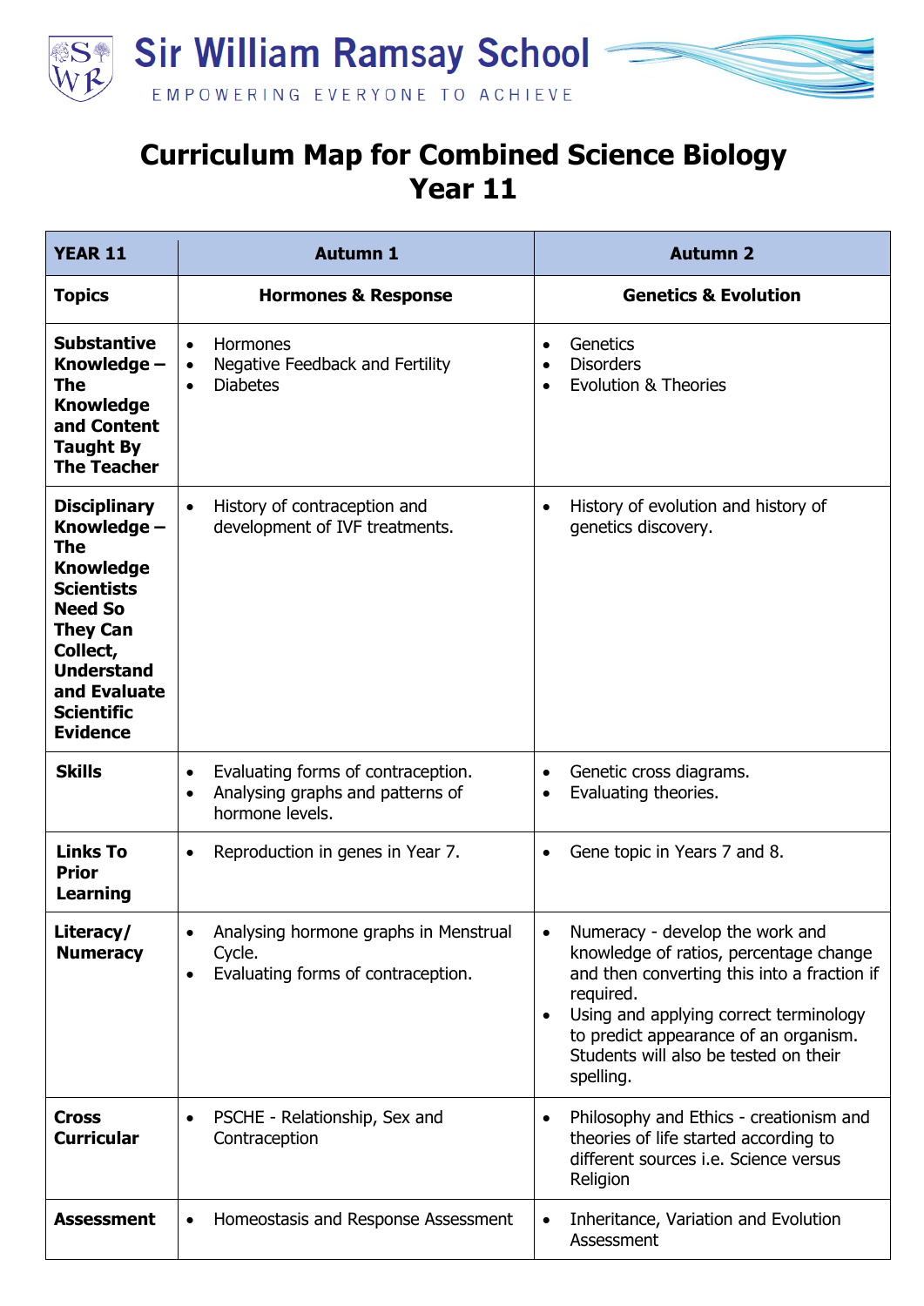Sir William Ramsay School

EMPOWERING EVERYONE TO ACHIEVE

# Curriculum Map for Combined Science Biology
# Year 11

| YEAR 11 | Autumn 1 | Autumn 2 |
|---|---|---|
| **Topics** | **Hormones & Response** | **Genetics & Evolution** |
| **Substantive Knowledge – The Knowledge and Content Taught By The Teacher** | • Hormones<br>• Negative Feedback and Fertility<br>• Diabetes | • Genetics<br>• Disorders<br>• Evolution & Theories |
| **Disciplinary Knowledge – The Knowledge Scientists Need So They Can Collect, Understand and Evaluate Scientific Evidence** | • History of contraception and development of IVF treatments. | • History of evolution and history of genetics discovery. |
| **Skills** | • Evaluating forms of contraception.<br>• Analysing graphs and patterns of hormone levels. | • Genetic cross diagrams.<br>• Evaluating theories. |
| **Links To Prior Learning** | • Reproduction in genes in Year 7. | • Gene topic in Years 7 and 8. |
| **Literacy/ Numeracy** | • Analysing hormone graphs in Menstrual Cycle.<br>• Evaluating forms of contraception. | • Numeracy - develop the work and knowledge of ratios, percentage change and then converting this into a fraction if required.<br>• Using and applying correct terminology to predict appearance of an organism. Students will also be tested on their spelling. |
| **Cross Curricular** | • PSCHE - Relationship, Sex and Contraception | • Philosophy and Ethics - creationism and theories of life started according to different sources i.e. Science versus Religion |
| **Assessment** | • Homeostasis and Response Assessment | • Inheritance, Variation and Evolution Assessment |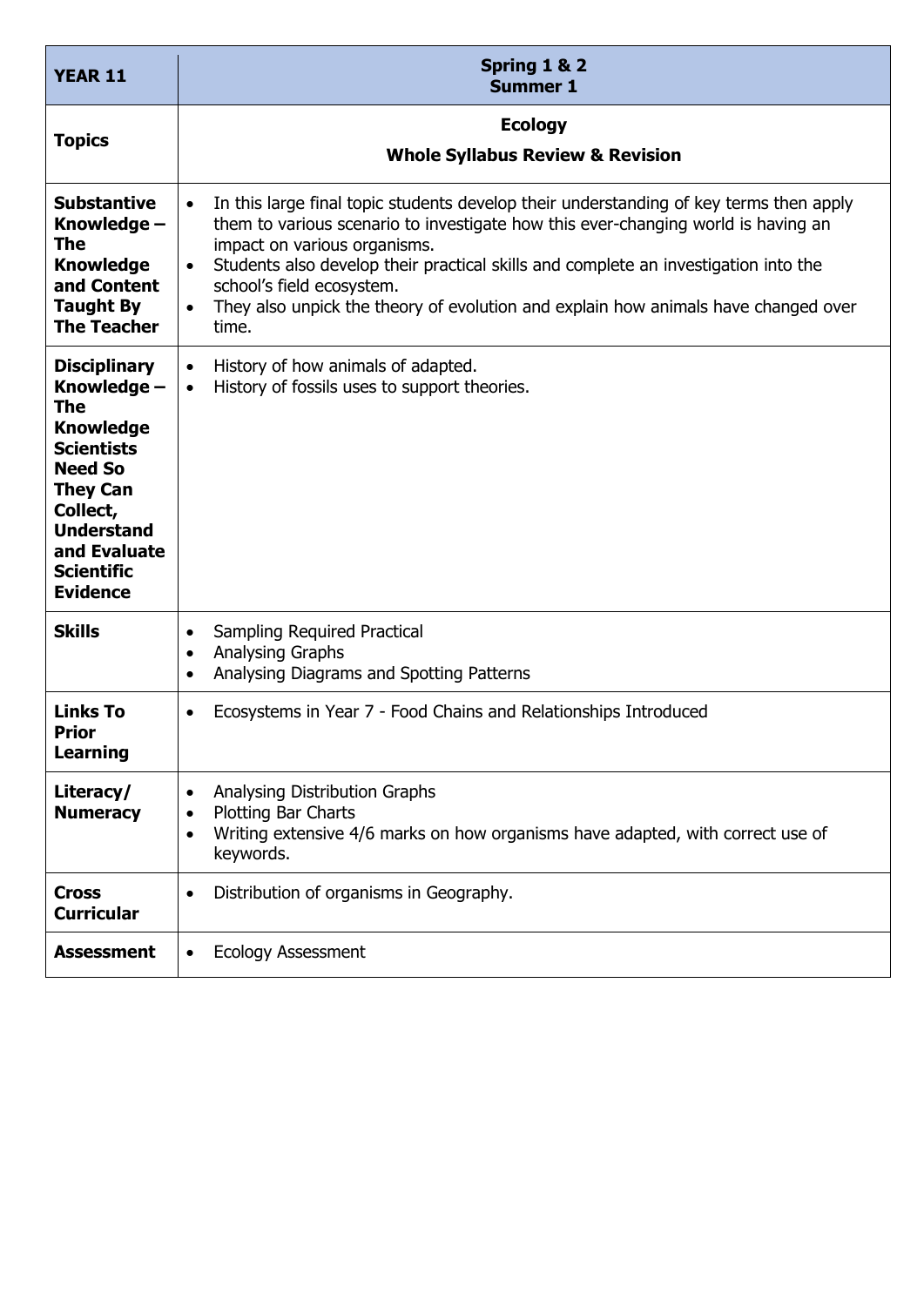| **YEAR 11** | **Spring 1 & 2**<br>**Summer 1** |
|---|---|
| **Topics** | **Ecology**<br>**Whole Syllabus Review & Revision** |
| **Substantive Knowledge – The Knowledge and Content Taught By The Teacher** | • In this large final topic students develop their understanding of key terms then apply them to various scenario to investigate how this ever-changing world is having an impact on various organisms.<br>• Students also develop their practical skills and complete an investigation into the school's field ecosystem.<br>• They also unpick the theory of evolution and explain how animals have changed over time. |
| **Disciplinary Knowledge – The Knowledge Scientists Need So They Can Collect, Understand and Evaluate Scientific Evidence** | • History of how animals of adapted.<br>• History of fossils uses to support theories. |
| **Skills** | • Sampling Required Practical<br>• Analysing Graphs<br>• Analysing Diagrams and Spotting Patterns |
| **Links To Prior Learning** | • Ecosystems in Year 7 - Food Chains and Relationships Introduced |
| **Literacy/ Numeracy** | • Analysing Distribution Graphs<br>• Plotting Bar Charts<br>• Writing extensive 4/6 marks on how organisms have adapted, with correct use of keywords. |
| **Cross Curricular** | • Distribution of organisms in Geography. |
| **Assessment** | • Ecology Assessment |